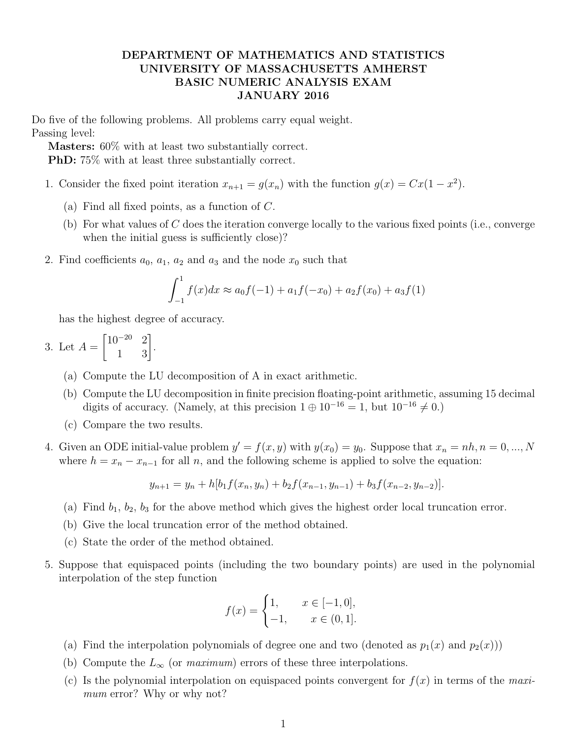# DEPARTMENT OF MATHEMATICS AND STATISTICS
# UNIVERSITY OF MASSACHUSETTS AMHERST
# BASIC NUMERIC ANALYSIS EXAM
# JANUARY 2016

Do five of the following problems. All problems carry equal weight.
Passing level:

**Masters:** 60% with at least two substantially correct.
**PhD:** 75% with at least three substantially correct.

1. Consider the fixed point iteration $x_{n+1} = g(x_n)$ with the function $g(x) = Cx(1 - x^2)$.

   (a) Find all fixed points, as a function of $C$.

   (b) For what values of $C$ does the iteration converge locally to the various fixed points (i.e., converge when the initial guess is sufficiently close)?

2. Find coefficients $a_0$, $a_1$, $a_2$ and $a_3$ and the node $x_0$ such that

$$\int_{-1}^{1} f(x)dx \approx a_0 f(-1) + a_1 f(-x_0) + a_2 f(x_0) + a_3 f(1)$$

   has the highest degree of accuracy.

3. Let $A = \begin{bmatrix} 10^{-20} & 2 \\ 1 & 3 \end{bmatrix}$.

   (a) Compute the LU decomposition of A in exact arithmetic.

   (b) Compute the LU decomposition in finite precision floating-point arithmetic, assuming 15 decimal digits of accuracy. (Namely, at this precision $1 \oplus 10^{-16} = 1$, but $10^{-16} \neq 0$.)

   (c) Compare the two results.

4. Given an ODE initial-value problem $y' = f(x, y)$ with $y(x_0) = y_0$. Suppose that $x_n = nh, n = 0, ..., N$ where $h = x_n - x_{n-1}$ for all $n$, and the following scheme is applied to solve the equation:

$$y_{n+1} = y_n + h[b_1 f(x_n, y_n) + b_2 f(x_{n-1}, y_{n-1}) + b_3 f(x_{n-2}, y_{n-2})].$$

   (a) Find $b_1$, $b_2$, $b_3$ for the above method which gives the highest order local truncation error.

   (b) Give the local truncation error of the method obtained.

   (c) State the order of the method obtained.

5. Suppose that equispaced points (including the two boundary points) are used in the polynomial interpolation of the step function

$$f(x) = \begin{cases} 1, & x \in [-1, 0], \\ -1, & x \in (0, 1]. \end{cases}$$

   (a) Find the interpolation polynomials of degree one and two (denoted as $p_1(x)$ and $p_2(x)$))

   (b) Compute the $L_\infty$ (or *maximum*) errors of these three interpolations.

   (c) Is the polynomial interpolation on equispaced points convergent for $f(x)$ in terms of the *maximum* error? Why or why not?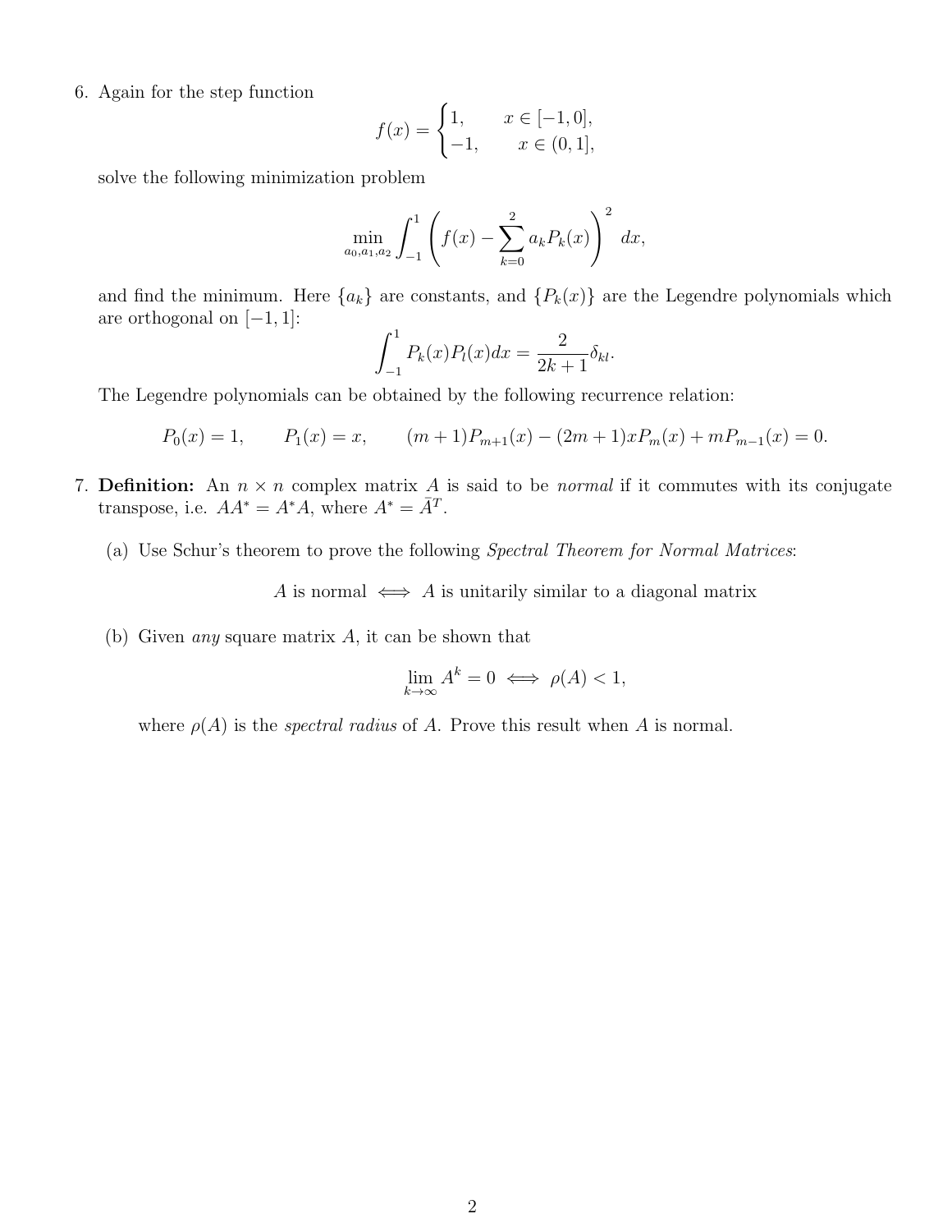6. Again for the step function

$$f(x) = \begin{cases} 1, & x \in [-1, 0], \\ -1, & x \in (0, 1], \end{cases}$$

solve the following minimization problem

$$\min_{a_0, a_1, a_2} \int_{-1}^{1} \left( f(x) - \sum_{k=0}^{2} a_k P_k(x) \right)^2 dx,$$

and find the minimum. Here $\{a_k\}$ are constants, and $\{P_k(x)\}$ are the Legendre polynomials which are orthogonal on $[-1, 1]$:

$$\int_{-1}^{1} P_k(x) P_l(x) dx = \frac{2}{2k+1} \delta_{kl}.$$

The Legendre polynomials can be obtained by the following recurrence relation:

$$P_0(x) = 1, \qquad P_1(x) = x, \qquad (m+1)P_{m+1}(x) - (2m+1)xP_m(x) + mP_{m-1}(x) = 0.$$

7. **Definition:** An $n \times n$ complex matrix $A$ is said to be *normal* if it commutes with its conjugate transpose, i.e. $AA^* = A^*A$, where $A^* = \bar{A}^T$.

   (a) Use Schur's theorem to prove the following *Spectral Theorem for Normal Matrices*:

   $$A \text{ is normal} \iff A \text{ is unitarily similar to a diagonal matrix}$$

   (b) Given *any* square matrix $A$, it can be shown that

   $$\lim_{k \to \infty} A^k = 0 \iff \rho(A) < 1,$$

   where $\rho(A)$ is the *spectral radius* of $A$. Prove this result when $A$ is normal.